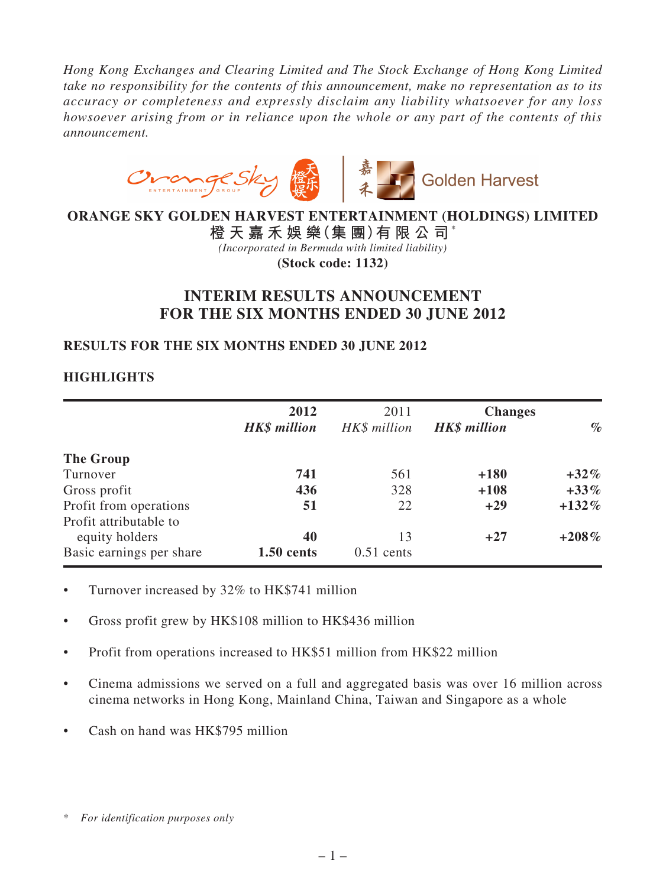*Hong Kong Exchanges and Clearing Limited and The Stock Exchange of Hong Kong Limited take no responsibility for the contents of this announcement, make no representation as to its accuracy or completeness and expressly disclaim any liability whatsoever for any loss howsoever arising from or in reliance upon the whole or any part of the contents of this announcement.*

**ORANGE SKY GOLDEN HARVEST ENTERTAINMENT (HOLDINGS) LIMITED**

**橙天嘉禾娛樂(集團)有限公司***

*(Incorporated in Bermuda with limited liability)*

**(Stock code: 1132)**

# INTERIM RESULTS ANNOUNCEMENT FOR THE SIX MONTHS ENDED 30 JUNE 2012

## RESULTS FOR THE SIX MONTHS ENDED 30 JUNE 2012

## HIGHLIGHTS

| | 2012 | 2011 | Changes | |
|---|---|---|---|---|
| | *HK$ million* | *HK$ million* | *HK$ million* | *%* |
| **The Group** | | | | |
| Turnover | **741** | 561 | **+180** | **+32%** |
| Gross profit | **436** | 328 | **+108** | **+33%** |
| Profit from operations | **51** | 22 | **+29** | **+132%** |
| Profit attributable to equity holders | **40** | 13 | **+27** | **+208%** |
| Basic earnings per share | **1.50 cents** | 0.51 cents | | |

- Turnover increased by 32% to HK$741 million
- Gross profit grew by HK$108 million to HK$436 million
- Profit from operations increased to HK$51 million from HK$22 million
- Cinema admissions we served on a full and aggregated basis was over 16 million across cinema networks in Hong Kong, Mainland China, Taiwan and Singapore as a whole
- Cash on hand was HK$795 million

\* *For identification purposes only*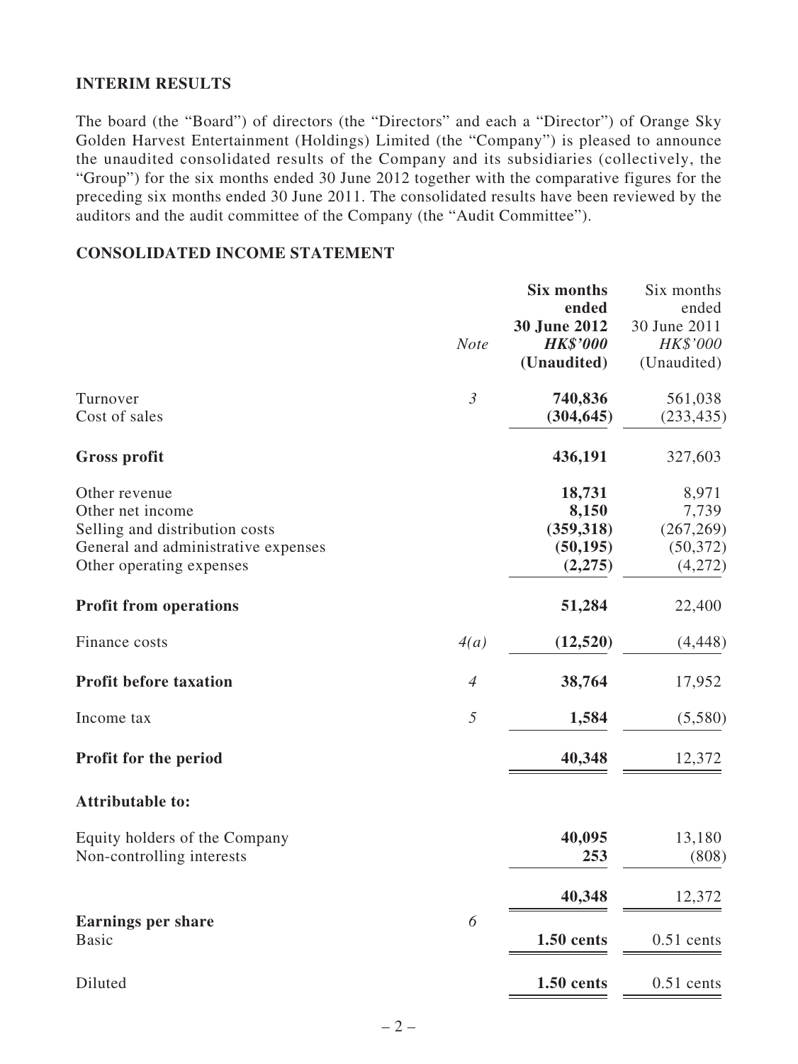## INTERIM RESULTS

The board (the "Board") of directors (the "Directors" and each a "Director") of Orange Sky Golden Harvest Entertainment (Holdings) Limited (the "Company") is pleased to announce the unaudited consolidated results of the Company and its subsidiaries (collectively, the "Group") for the six months ended 30 June 2012 together with the comparative figures for the preceding six months ended 30 June 2011. The consolidated results have been reviewed by the auditors and the audit committee of the Company (the "Audit Committee").

## CONSOLIDATED INCOME STATEMENT

| | *Note* | **Six months ended 30 June 2012** ***HK$'000*** **(Unaudited)** | Six months ended 30 June 2011 *HK$'000* (Unaudited) |
|---|---|---|---|
| Turnover | *3* | **740,836** | 561,038 |
| Cost of sales | | **(304,645)** | (233,435) |
| **Gross profit** | | **436,191** | 327,603 |
| Other revenue | | **18,731** | 8,971 |
| Other net income | | **8,150** | 7,739 |
| Selling and distribution costs | | **(359,318)** | (267,269) |
| General and administrative expenses | | **(50,195)** | (50,372) |
| Other operating expenses | | **(2,275)** | (4,272) |
| **Profit from operations** | | **51,284** | 22,400 |
| Finance costs | *4(a)* | **(12,520)** | (4,448) |
| **Profit before taxation** | *4* | **38,764** | 17,952 |
| Income tax | *5* | **1,584** | (5,580) |
| **Profit for the period** | | **40,348** | 12,372 |
| **Attributable to:** | | | |
| Equity holders of the Company | | **40,095** | 13,180 |
| Non-controlling interests | | **253** | (808) |
| | | **40,348** | 12,372 |
| **Earnings per share** | *6* | | |
| Basic | | **1.50 cents** | 0.51 cents |
| Diluted | | **1.50 cents** | 0.51 cents |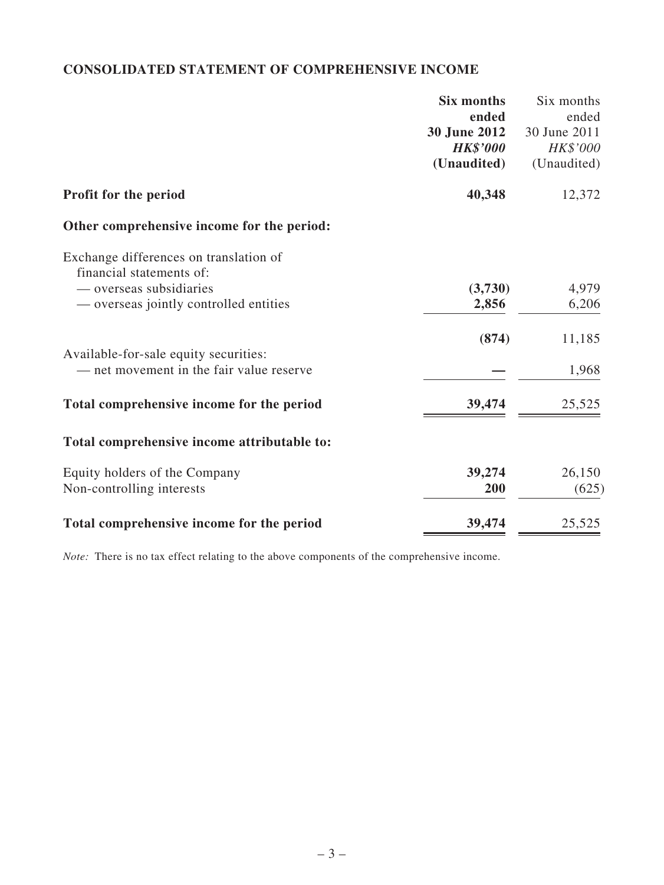## CONSOLIDATED STATEMENT OF COMPREHENSIVE INCOME

| | **Six months ended 30 June 2012** ***HK$'000*** **(Unaudited)** | Six months ended 30 June 2011 *HK$'000* (Unaudited) |
|---|---|---|
| **Profit for the period** | **40,348** | 12,372 |
| **Other comprehensive income for the period:** | | |
| Exchange differences on translation of financial statements of: | | |
| — overseas subsidiaries | **(3,730)** | 4,979 |
| — overseas jointly controlled entities | **2,856** | 6,206 |
| | **(874)** | 11,185 |
| Available-for-sale equity securities: | | |
| — net movement in the fair value reserve | **—** | 1,968 |
| **Total comprehensive income for the period** | **39,474** | 25,525 |
| **Total comprehensive income attributable to:** | | |
| Equity holders of the Company | **39,274** | 26,150 |
| Non-controlling interests | **200** | (625) |
| **Total comprehensive income for the period** | **39,474** | 25,525 |

*Note:* There is no tax effect relating to the above components of the comprehensive income.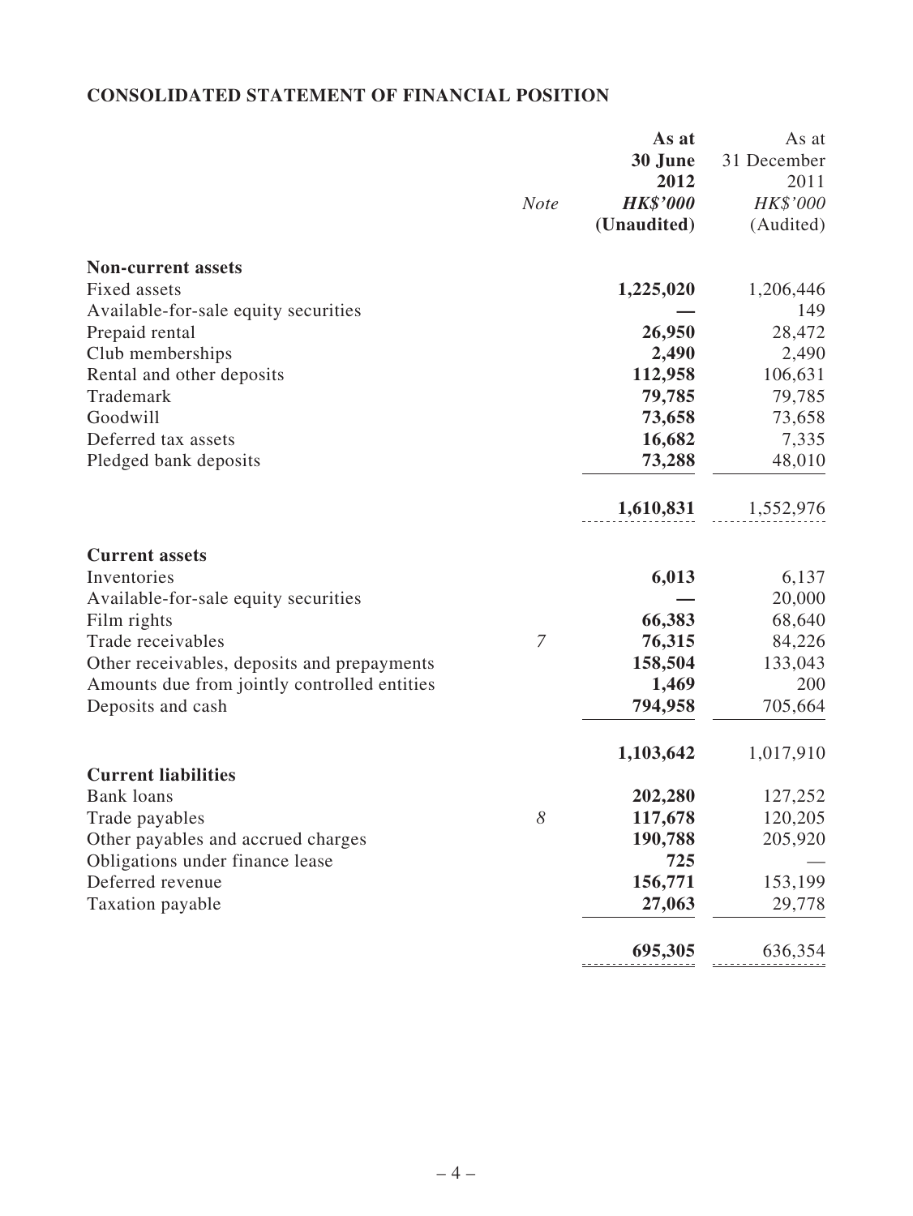## CONSOLIDATED STATEMENT OF FINANCIAL POSITION

| | *Note* | **As at 30 June 2012 *HK$'000* (Unaudited)** | As at 31 December 2011 *HK$'000* (Audited) |
|---|---|---|---|
| **Non-current assets** | | | |
| Fixed assets | | **1,225,020** | 1,206,446 |
| Available-for-sale equity securities | | **—** | 149 |
| Prepaid rental | | **26,950** | 28,472 |
| Club memberships | | **2,490** | 2,490 |
| Rental and other deposits | | **112,958** | 106,631 |
| Trademark | | **79,785** | 79,785 |
| Goodwill | | **73,658** | 73,658 |
| Deferred tax assets | | **16,682** | 7,335 |
| Pledged bank deposits | | **73,288** | 48,010 |
| | | **1,610,831** | 1,552,976 |
| **Current assets** | | | |
| Inventories | | **6,013** | 6,137 |
| Available-for-sale equity securities | | **—** | 20,000 |
| Film rights | | **66,383** | 68,640 |
| Trade receivables | *7* | **76,315** | 84,226 |
| Other receivables, deposits and prepayments | | **158,504** | 133,043 |
| Amounts due from jointly controlled entities | | **1,469** | 200 |
| Deposits and cash | | **794,958** | 705,664 |
| | | **1,103,642** | 1,017,910 |
| **Current liabilities** | | | |
| Bank loans | | **202,280** | 127,252 |
| Trade payables | *8* | **117,678** | 120,205 |
| Other payables and accrued charges | | **190,788** | 205,920 |
| Obligations under finance lease | | **725** | — |
| Deferred revenue | | **156,771** | 153,199 |
| Taxation payable | | **27,063** | 29,778 |
| | | **695,305** | 636,354 |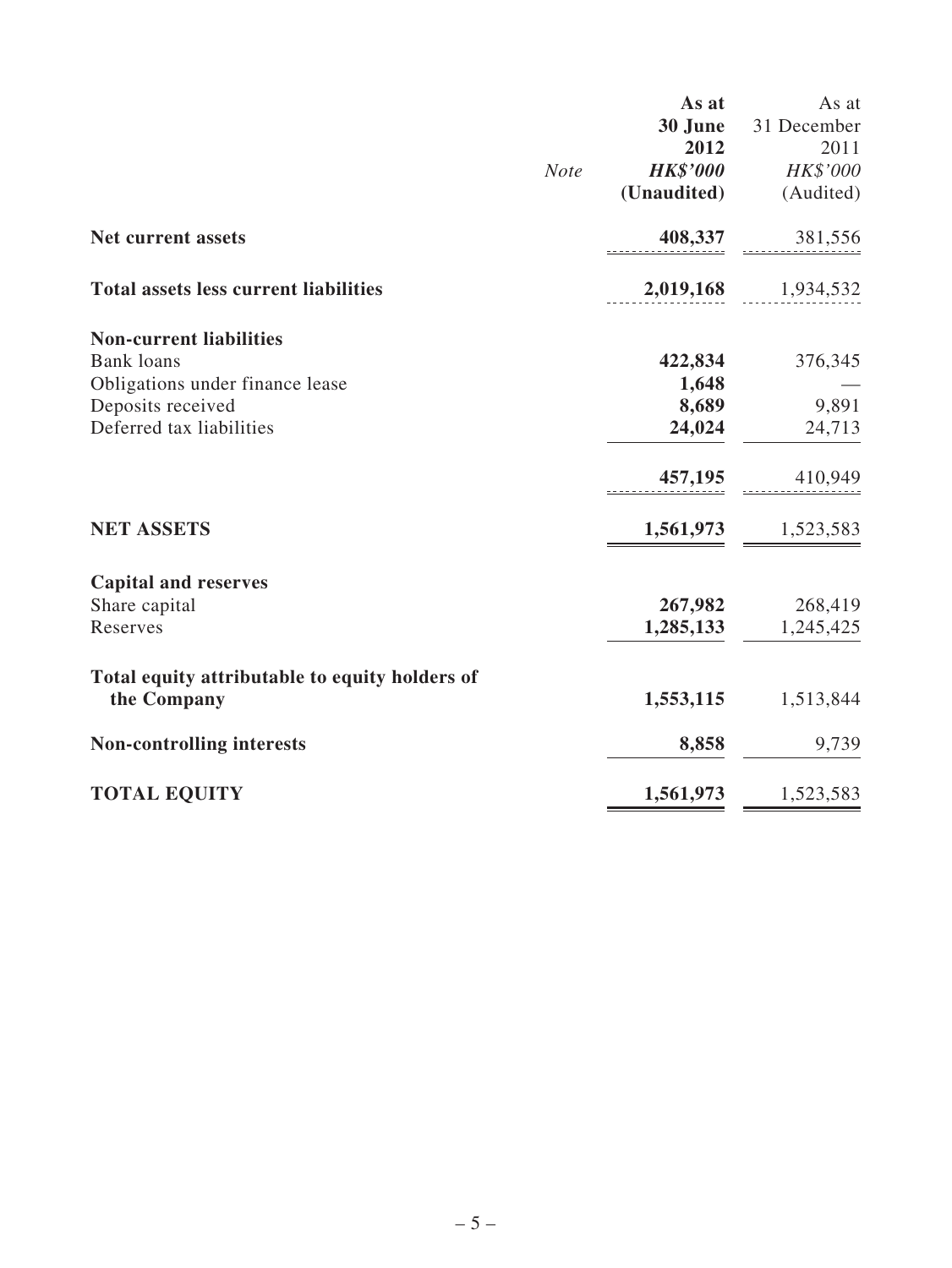| | Note | As at 30 June 2012 HK$'000 (Unaudited) | As at 31 December 2011 HK$'000 (Audited) |
|---|---|---|---|
| **Net current assets** | | **408,337** | 381,556 |
| **Total assets less current liabilities** | | **2,019,168** | 1,934,532 |
| **Non-current liabilities** | | | |
| Bank loans | | **422,834** | 376,345 |
| Obligations under finance lease | | **1,648** | — |
| Deposits received | | **8,689** | 9,891 |
| Deferred tax liabilities | | **24,024** | 24,713 |
| | | **457,195** | 410,949 |
| **NET ASSETS** | | **1,561,973** | 1,523,583 |
| **Capital and reserves** | | | |
| Share capital | | **267,982** | 268,419 |
| Reserves | | **1,285,133** | 1,245,425 |
| **Total equity attributable to equity holders of the Company** | | **1,553,115** | 1,513,844 |
| **Non-controlling interests** | | **8,858** | 9,739 |
| **TOTAL EQUITY** | | **1,561,973** | 1,523,583 |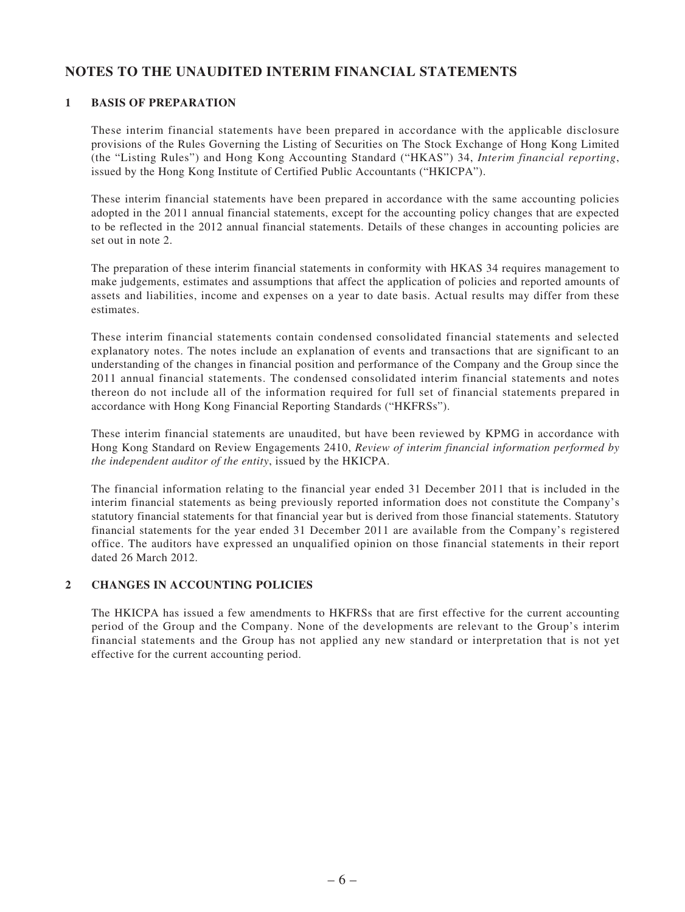## NOTES TO THE UNAUDITED INTERIM FINANCIAL STATEMENTS

### 1 BASIS OF PREPARATION

These interim financial statements have been prepared in accordance with the applicable disclosure provisions of the Rules Governing the Listing of Securities on The Stock Exchange of Hong Kong Limited (the "Listing Rules") and Hong Kong Accounting Standard ("HKAS") 34, *Interim financial reporting*, issued by the Hong Kong Institute of Certified Public Accountants ("HKICPA").

These interim financial statements have been prepared in accordance with the same accounting policies adopted in the 2011 annual financial statements, except for the accounting policy changes that are expected to be reflected in the 2012 annual financial statements. Details of these changes in accounting policies are set out in note 2.

The preparation of these interim financial statements in conformity with HKAS 34 requires management to make judgements, estimates and assumptions that affect the application of policies and reported amounts of assets and liabilities, income and expenses on a year to date basis. Actual results may differ from these estimates.

These interim financial statements contain condensed consolidated financial statements and selected explanatory notes. The notes include an explanation of events and transactions that are significant to an understanding of the changes in financial position and performance of the Company and the Group since the 2011 annual financial statements. The condensed consolidated interim financial statements and notes thereon do not include all of the information required for full set of financial statements prepared in accordance with Hong Kong Financial Reporting Standards ("HKFRSs").

These interim financial statements are unaudited, but have been reviewed by KPMG in accordance with Hong Kong Standard on Review Engagements 2410, *Review of interim financial information performed by the independent auditor of the entity*, issued by the HKICPA.

The financial information relating to the financial year ended 31 December 2011 that is included in the interim financial statements as being previously reported information does not constitute the Company's statutory financial statements for that financial year but is derived from those financial statements. Statutory financial statements for the year ended 31 December 2011 are available from the Company's registered office. The auditors have expressed an unqualified opinion on those financial statements in their report dated 26 March 2012.

### 2 CHANGES IN ACCOUNTING POLICIES

The HKICPA has issued a few amendments to HKFRSs that are first effective for the current accounting period of the Group and the Company. None of the developments are relevant to the Group's interim financial statements and the Group has not applied any new standard or interpretation that is not yet effective for the current accounting period.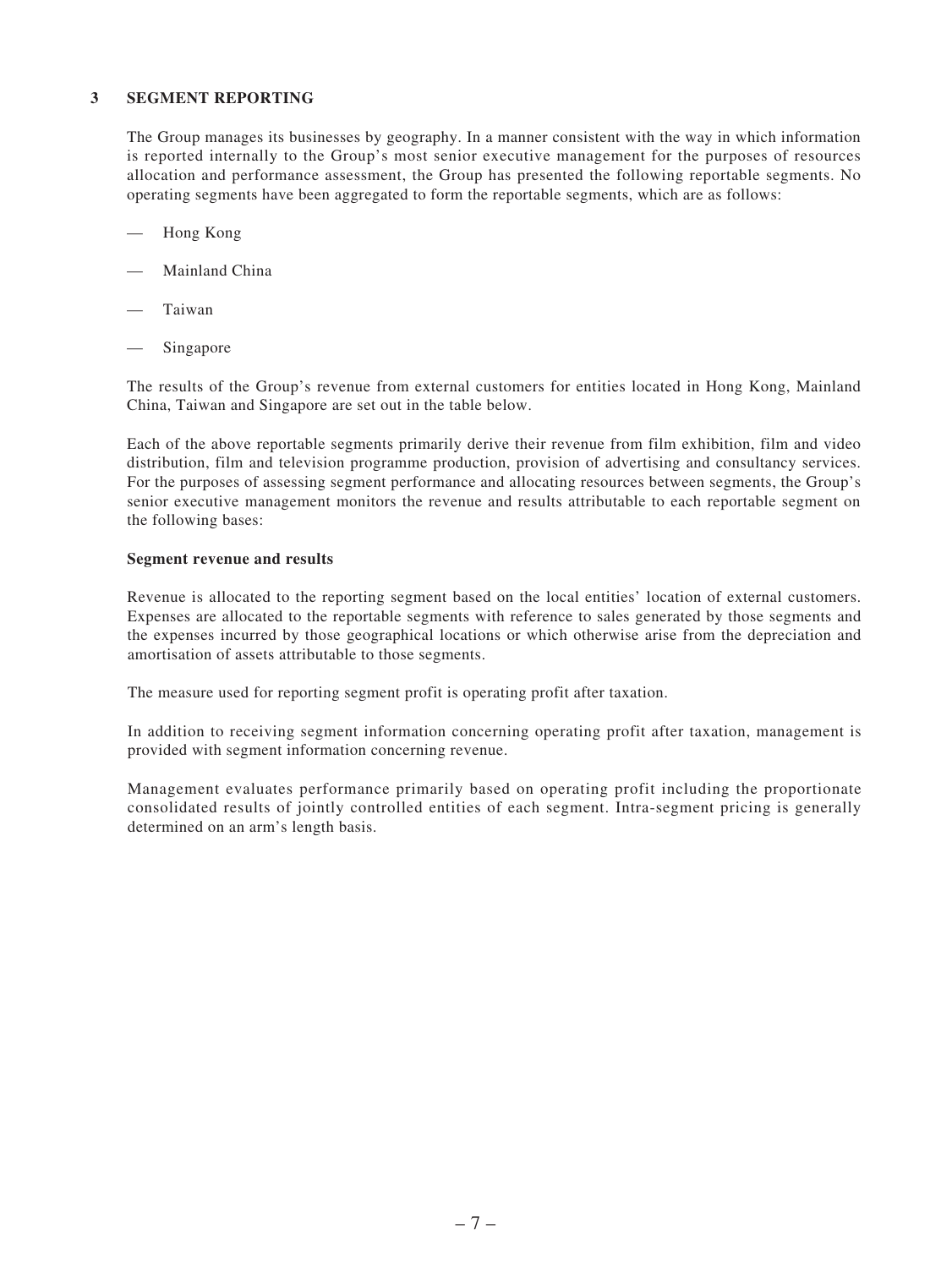## 3 SEGMENT REPORTING

The Group manages its businesses by geography. In a manner consistent with the way in which information is reported internally to the Group's most senior executive management for the purposes of resources allocation and performance assessment, the Group has presented the following reportable segments. No operating segments have been aggregated to form the reportable segments, which are as follows:

- Hong Kong
- Mainland China
- Taiwan
- Singapore

The results of the Group's revenue from external customers for entities located in Hong Kong, Mainland China, Taiwan and Singapore are set out in the table below.

Each of the above reportable segments primarily derive their revenue from film exhibition, film and video distribution, film and television programme production, provision of advertising and consultancy services. For the purposes of assessing segment performance and allocating resources between segments, the Group's senior executive management monitors the revenue and results attributable to each reportable segment on the following bases:

**Segment revenue and results**

Revenue is allocated to the reporting segment based on the local entities' location of external customers. Expenses are allocated to the reportable segments with reference to sales generated by those segments and the expenses incurred by those geographical locations or which otherwise arise from the depreciation and amortisation of assets attributable to those segments.

The measure used for reporting segment profit is operating profit after taxation.

In addition to receiving segment information concerning operating profit after taxation, management is provided with segment information concerning revenue.

Management evaluates performance primarily based on operating profit including the proportionate consolidated results of jointly controlled entities of each segment. Intra-segment pricing is generally determined on an arm's length basis.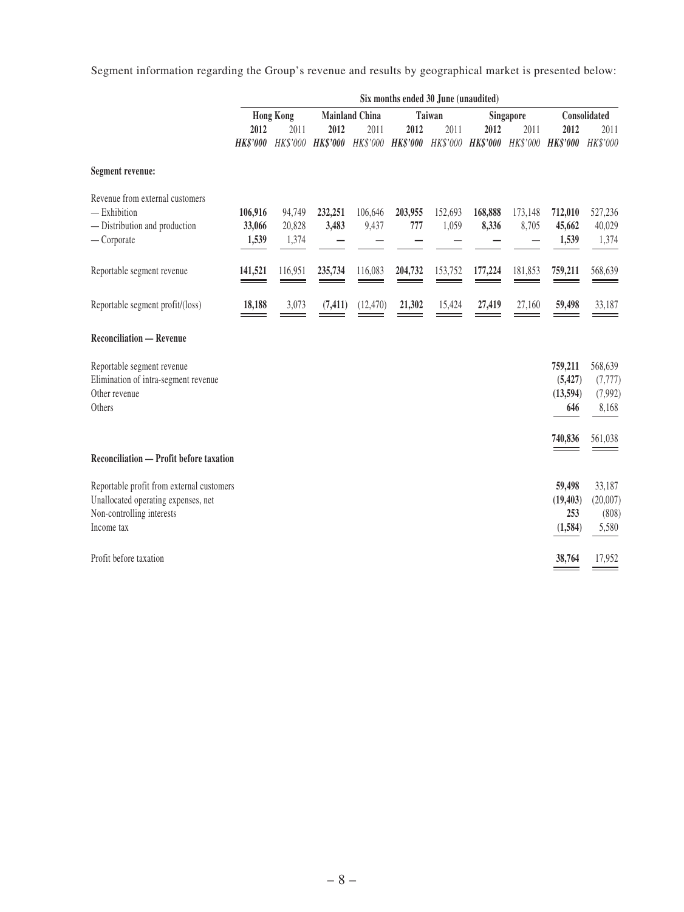Segment information regarding the Group's revenue and results by geographical market is presented below:

| | Six months ended 30 June (unaudited) | | | | | | | | | |
|---|---|---|---|---|---|---|---|---|---|---|
| | Hong Kong | | Mainland China | | Taiwan | | Singapore | | Consolidated | |
| | **2012** | 2011 | **2012** | 2011 | **2012** | 2011 | **2012** | 2011 | **2012** | 2011 |
| | ***HK$'000*** | *HK$'000* | ***HK$'000*** | *HK$'000* | ***HK$'000*** | *HK$'000* | ***HK$'000*** | *HK$'000* | ***HK$'000*** | *HK$'000* |
| **Segment revenue:** | | | | | | | | | | |
| Revenue from external customers | | | | | | | | | | |
| — Exhibition | **106,916** | 94,749 | **232,251** | 106,646 | **203,955** | 152,693 | **168,888** | 173,148 | **712,010** | 527,236 |
| — Distribution and production | **33,066** | 20,828 | **3,483** | 9,437 | **777** | 1,059 | **8,336** | 8,705 | **45,662** | 40,029 |
| — Corporate | **1,539** | 1,374 | **—** | — | **—** | — | **—** | — | **1,539** | 1,374 |
| Reportable segment revenue | **141,521** | 116,951 | **235,734** | 116,083 | **204,732** | 153,752 | **177,224** | 181,853 | **759,211** | 568,639 |
| Reportable segment profit/(loss) | **18,188** | 3,073 | **(7,411)** | (12,470) | **21,302** | 15,424 | **27,419** | 27,160 | **59,498** | 33,187 |
| **Reconciliation — Revenue** | | | | | | | | | | |
| Reportable segment revenue | | | | | | | | | **759,211** | 568,639 |
| Elimination of intra-segment revenue | | | | | | | | | **(5,427)** | (7,777) |
| Other revenue | | | | | | | | | **(13,594)** | (7,992) |
| Others | | | | | | | | | **646** | 8,168 |
| | | | | | | | | | **740,836** | 561,038 |
| **Reconciliation — Profit before taxation** | | | | | | | | | | |
| Reportable profit from external customers | | | | | | | | | **59,498** | 33,187 |
| Unallocated operating expenses, net | | | | | | | | | **(19,403)** | (20,007) |
| Non-controlling interests | | | | | | | | | **253** | (808) |
| Income tax | | | | | | | | | **(1,584)** | 5,580 |
| Profit before taxation | | | | | | | | | **38,764** | 17,952 |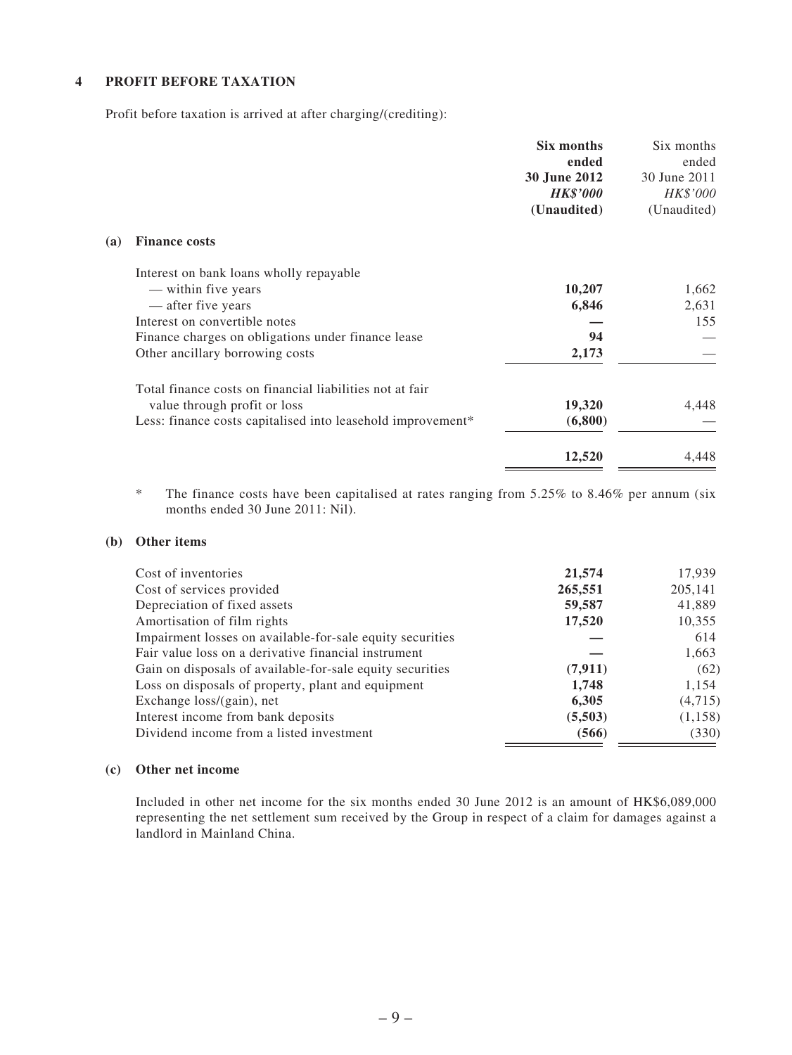## 4 PROFIT BEFORE TAXATION

Profit before taxation is arrived at after charging/(crediting):

| | **Six months ended 30 June 2012** ***HK$'000*** **(Unaudited)** | Six months ended 30 June 2011 *HK$'000* (Unaudited) |
|---|---|---|
| **(a) Finance costs** | | |
| Interest on bank loans wholly repayable | | |
| — within five years | **10,207** | 1,662 |
| — after five years | **6,846** | 2,631 |
| Interest on convertible notes | **—** | 155 |
| Finance charges on obligations under finance lease | **94** | — |
| Other ancillary borrowing costs | **2,173** | — |
| Total finance costs on financial liabilities not at fair value through profit or loss | **19,320** | 4,448 |
| Less: finance costs capitalised into leasehold improvement* | **(6,800)** | — |
| | **12,520** | 4,448 |

\* The finance costs have been capitalised at rates ranging from 5.25% to 8.46% per annum (six months ended 30 June 2011: Nil).

**(b) Other items**

| | **Six months ended 30 June 2012** ***HK$'000*** **(Unaudited)** | Six months ended 30 June 2011 *HK$'000* (Unaudited) |
|---|---|---|
| Cost of inventories | **21,574** | 17,939 |
| Cost of services provided | **265,551** | 205,141 |
| Depreciation of fixed assets | **59,587** | 41,889 |
| Amortisation of film rights | **17,520** | 10,355 |
| Impairment losses on available-for-sale equity securities | **—** | 614 |
| Fair value loss on a derivative financial instrument | **—** | 1,663 |
| Gain on disposals of available-for-sale equity securities | **(7,911)** | (62) |
| Loss on disposals of property, plant and equipment | **1,748** | 1,154 |
| Exchange loss/(gain), net | **6,305** | (4,715) |
| Interest income from bank deposits | **(5,503)** | (1,158) |
| Dividend income from a listed investment | **(566)** | (330) |

**(c) Other net income**

Included in other net income for the six months ended 30 June 2012 is an amount of HK$6,089,000 representing the net settlement sum received by the Group in respect of a claim for damages against a landlord in Mainland China.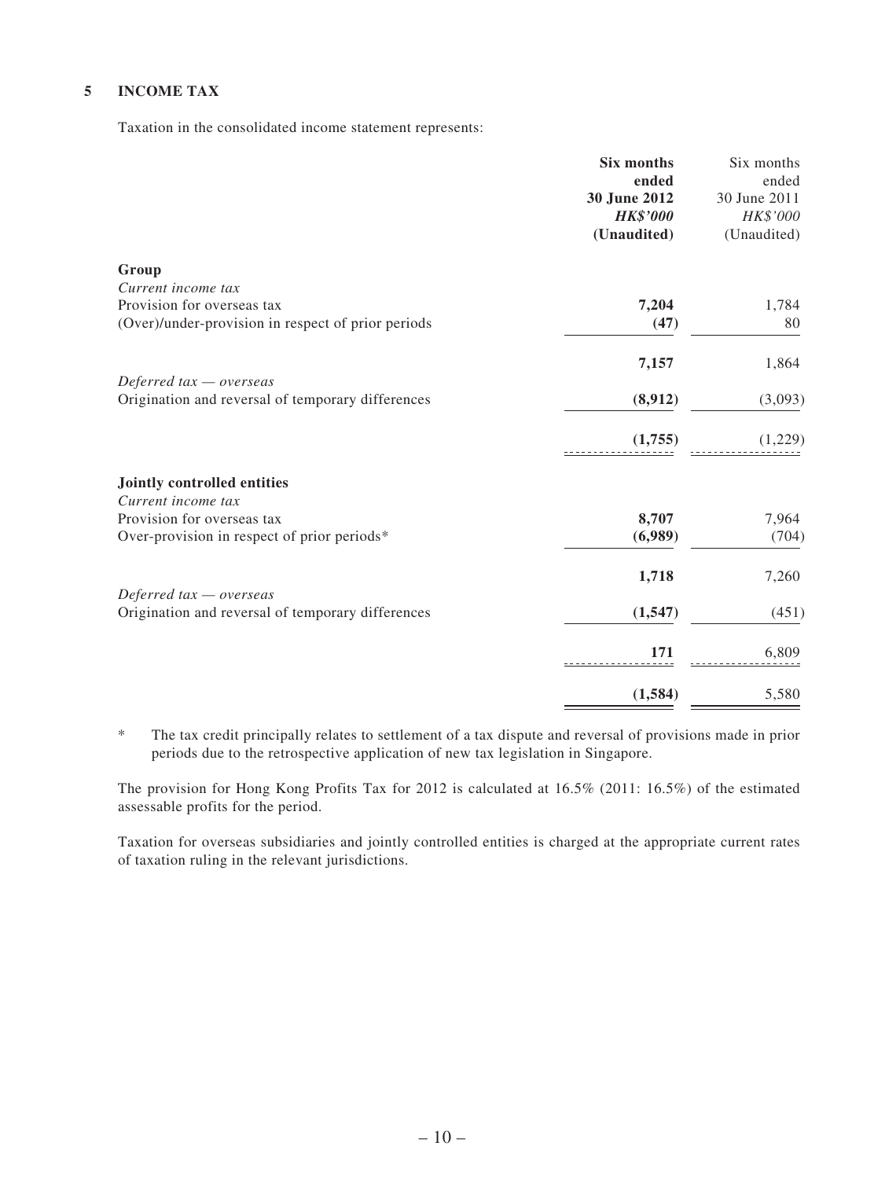## 5 INCOME TAX

Taxation in the consolidated income statement represents:

| | **Six months ended 30 June 2012** ***HK\$'000*** **(Unaudited)** | Six months ended 30 June 2011 *HK\$'000* (Unaudited) |
|---|---|---|
| **Group** | | |
| *Current income tax* | | |
| Provision for overseas tax | **7,204** | 1,784 |
| (Over)/under-provision in respect of prior periods | **(47)** | 80 |
| | **7,157** | 1,864 |
| *Deferred tax — overseas* | | |
| Origination and reversal of temporary differences | **(8,912)** | (3,093) |
| | **(1,755)** | (1,229) |
| **Jointly controlled entities** | | |
| *Current income tax* | | |
| Provision for overseas tax | **8,707** | 7,964 |
| Over-provision in respect of prior periods* | **(6,989)** | (704) |
| | **1,718** | 7,260 |
| *Deferred tax — overseas* | | |
| Origination and reversal of temporary differences | **(1,547)** | (451) |
| | **171** | 6,809 |
| | **(1,584)** | 5,580 |

\* The tax credit principally relates to settlement of a tax dispute and reversal of provisions made in prior periods due to the retrospective application of new tax legislation in Singapore.

The provision for Hong Kong Profits Tax for 2012 is calculated at 16.5% (2011: 16.5%) of the estimated assessable profits for the period.

Taxation for overseas subsidiaries and jointly controlled entities is charged at the appropriate current rates of taxation ruling in the relevant jurisdictions.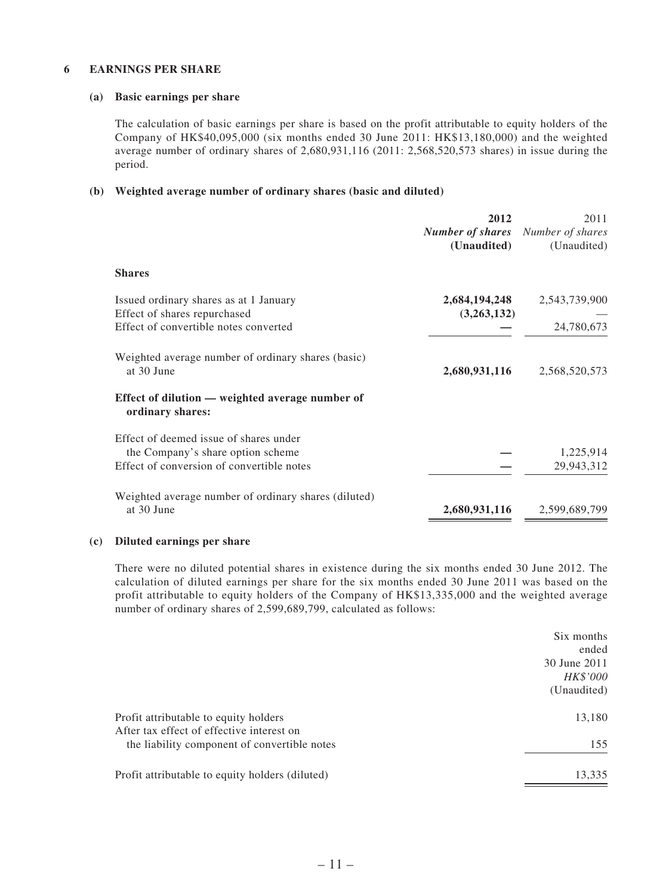## 6 EARNINGS PER SHARE

### (a) Basic earnings per share

The calculation of basic earnings per share is based on the profit attributable to equity holders of the Company of HK$40,095,000 (six months ended 30 June 2011: HK$13,180,000) and the weighted average number of ordinary shares of 2,680,931,116 (2011: 2,568,520,573 shares) in issue during the period.

### (b) Weighted average number of ordinary shares (basic and diluted)

| | **2012** | 2011 |
|---|---|---|
| | ***Number of shares*** | *Number of shares* |
| | **(Unaudited)** | (Unaudited) |
| **Shares** | | |
| Issued ordinary shares as at 1 January | **2,684,194,248** | 2,543,739,900 |
| Effect of shares repurchased | **(3,263,132)** | — |
| Effect of convertible notes converted | **—** | 24,780,673 |
| Weighted average number of ordinary shares (basic) at 30 June | **2,680,931,116** | 2,568,520,573 |
| **Effect of dilution — weighted average number of ordinary shares:** | | |
| Effect of deemed issue of shares under the Company's share option scheme | **—** | 1,225,914 |
| Effect of conversion of convertible notes | **—** | 29,943,312 |
| Weighted average number of ordinary shares (diluted) at 30 June | **2,680,931,116** | 2,599,689,799 |

### (c) Diluted earnings per share

There were no diluted potential shares in existence during the six months ended 30 June 2012. The calculation of diluted earnings per share for the six months ended 30 June 2011 was based on the profit attributable to equity holders of the Company of HK$13,335,000 and the weighted average number of ordinary shares of 2,599,689,799, calculated as follows:

| | Six months ended 30 June 2011 |
|---|---|
| | *HK$'000* |
| | (Unaudited) |
| Profit attributable to equity holders | 13,180 |
| After tax effect of effective interest on the liability component of convertible notes | 155 |
| Profit attributable to equity holders (diluted) | 13,335 |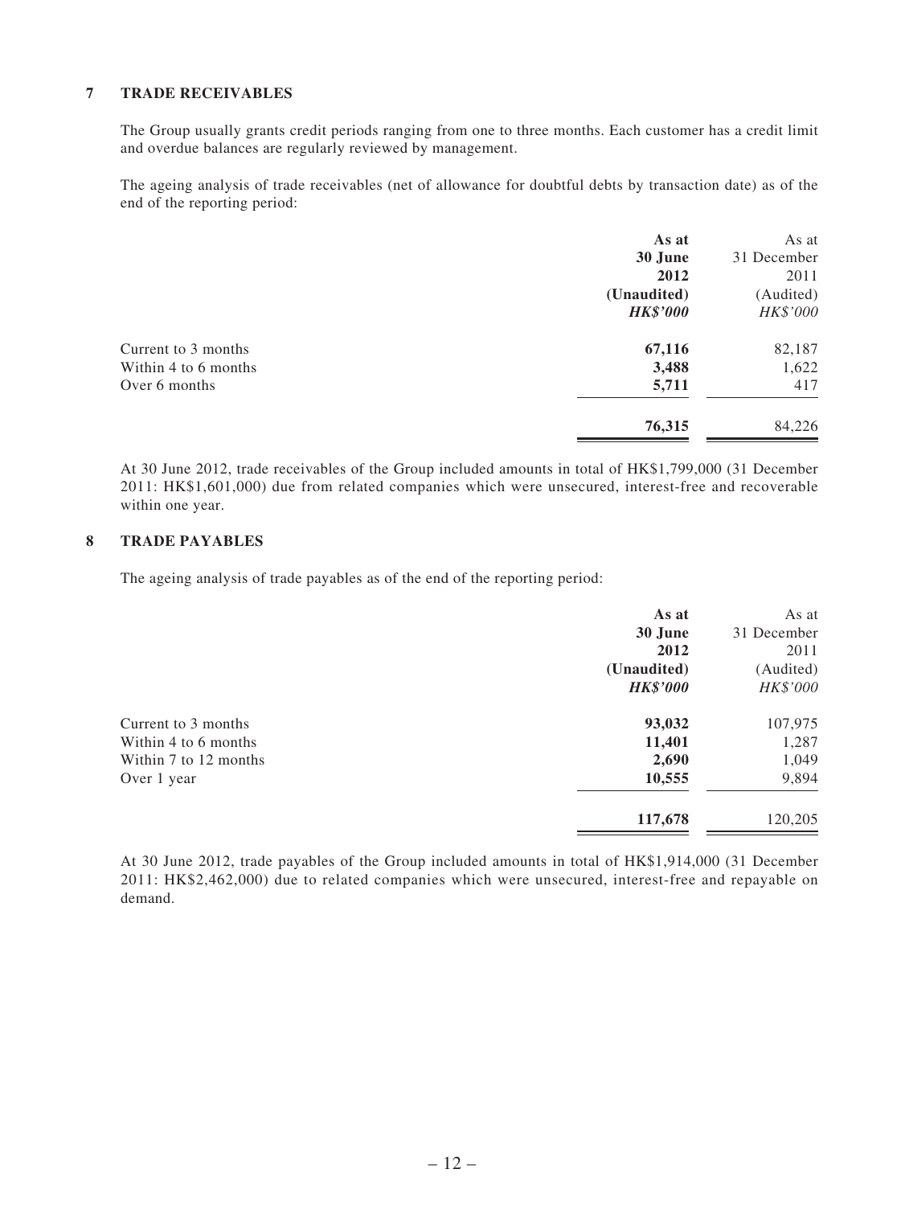## 7 TRADE RECEIVABLES

The Group usually grants credit periods ranging from one to three months. Each customer has a credit limit and overdue balances are regularly reviewed by management.

The ageing analysis of trade receivables (net of allowance for doubtful debts by transaction date) as of the end of the reporting period:

| | **As at 30 June 2012 (Unaudited)** ***HK$'000*** | As at 31 December 2011 (Audited) *HK$'000* |
|---|---|---|
| Current to 3 months | **67,116** | 82,187 |
| Within 4 to 6 months | **3,488** | 1,622 |
| Over 6 months | **5,711** | 417 |
| | **76,315** | 84,226 |

At 30 June 2012, trade receivables of the Group included amounts in total of HK$1,799,000 (31 December 2011: HK$1,601,000) due from related companies which were unsecured, interest-free and recoverable within one year.

## 8 TRADE PAYABLES

The ageing analysis of trade payables as of the end of the reporting period:

| | **As at 30 June 2012 (Unaudited)** ***HK$'000*** | As at 31 December 2011 (Audited) *HK$'000* |
|---|---|---|
| Current to 3 months | **93,032** | 107,975 |
| Within 4 to 6 months | **11,401** | 1,287 |
| Within 7 to 12 months | **2,690** | 1,049 |
| Over 1 year | **10,555** | 9,894 |
| | **117,678** | 120,205 |

At 30 June 2012, trade payables of the Group included amounts in total of HK$1,914,000 (31 December 2011: HK$2,462,000) due to related companies which were unsecured, interest-free and repayable on demand.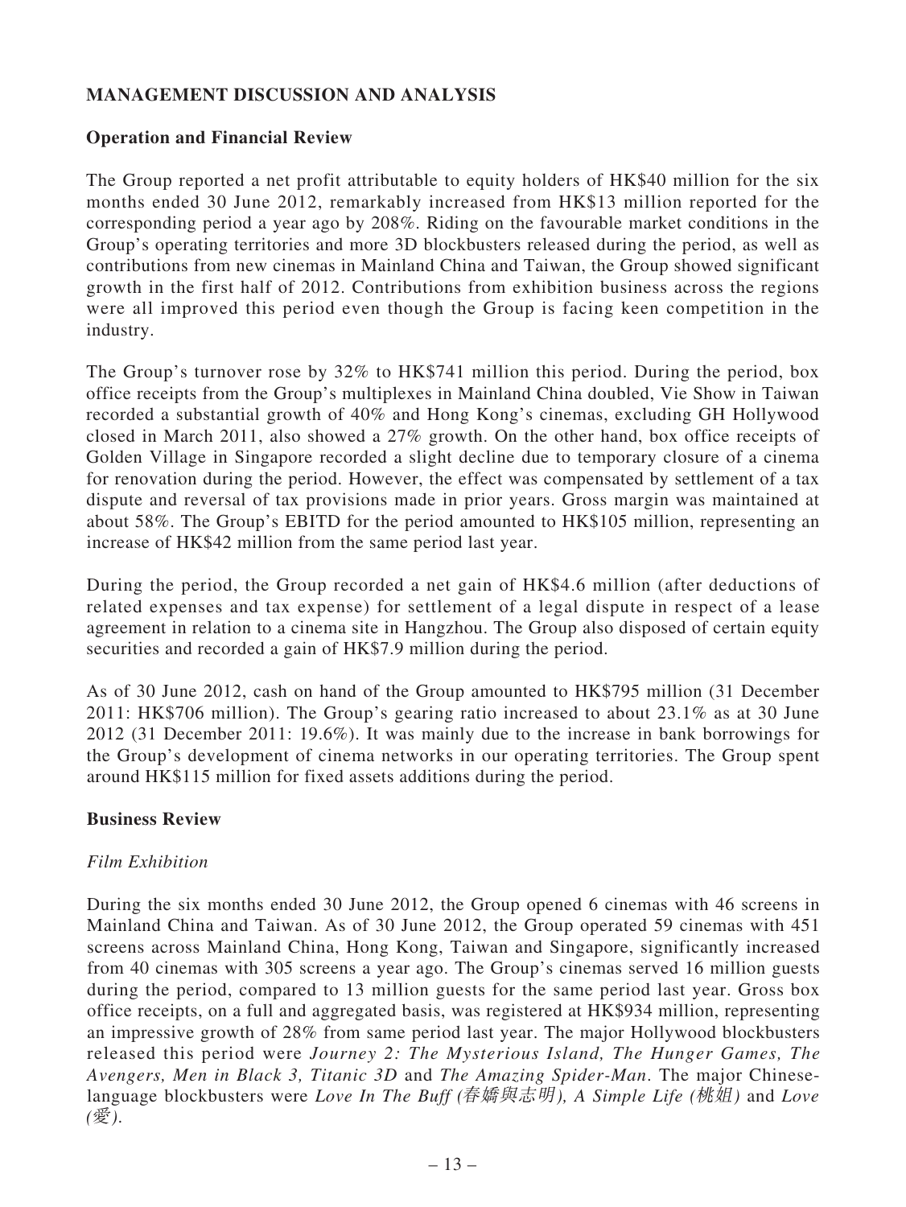## MANAGEMENT DISCUSSION AND ANALYSIS

### Operation and Financial Review

The Group reported a net profit attributable to equity holders of HK$40 million for the six months ended 30 June 2012, remarkably increased from HK$13 million reported for the corresponding period a year ago by 208%. Riding on the favourable market conditions in the Group's operating territories and more 3D blockbusters released during the period, as well as contributions from new cinemas in Mainland China and Taiwan, the Group showed significant growth in the first half of 2012. Contributions from exhibition business across the regions were all improved this period even though the Group is facing keen competition in the industry.

The Group's turnover rose by 32% to HK$741 million this period. During the period, box office receipts from the Group's multiplexes in Mainland China doubled, Vie Show in Taiwan recorded a substantial growth of 40% and Hong Kong's cinemas, excluding GH Hollywood closed in March 2011, also showed a 27% growth. On the other hand, box office receipts of Golden Village in Singapore recorded a slight decline due to temporary closure of a cinema for renovation during the period. However, the effect was compensated by settlement of a tax dispute and reversal of tax provisions made in prior years. Gross margin was maintained at about 58%. The Group's EBITD for the period amounted to HK$105 million, representing an increase of HK$42 million from the same period last year.

During the period, the Group recorded a net gain of HK$4.6 million (after deductions of related expenses and tax expense) for settlement of a legal dispute in respect of a lease agreement in relation to a cinema site in Hangzhou. The Group also disposed of certain equity securities and recorded a gain of HK$7.9 million during the period.

As of 30 June 2012, cash on hand of the Group amounted to HK$795 million (31 December 2011: HK$706 million). The Group's gearing ratio increased to about 23.1% as at 30 June 2012 (31 December 2011: 19.6%). It was mainly due to the increase in bank borrowings for the Group's development of cinema networks in our operating territories. The Group spent around HK$115 million for fixed assets additions during the period.

### Business Review

*Film Exhibition*

During the six months ended 30 June 2012, the Group opened 6 cinemas with 46 screens in Mainland China and Taiwan. As of 30 June 2012, the Group operated 59 cinemas with 451 screens across Mainland China, Hong Kong, Taiwan and Singapore, significantly increased from 40 cinemas with 305 screens a year ago. The Group's cinemas served 16 million guests during the period, compared to 13 million guests for the same period last year. Gross box office receipts, on a full and aggregated basis, was registered at HK$934 million, representing an impressive growth of 28% from same period last year. The major Hollywood blockbusters released this period were *Journey 2: The Mysterious Island, The Hunger Games, The Avengers, Men in Black 3, Titanic 3D* and *The Amazing Spider-Man*. The major Chinese-language blockbusters were *Love In The Buff (春嬌與志明), A Simple Life (桃姐)* and *Love (愛)*.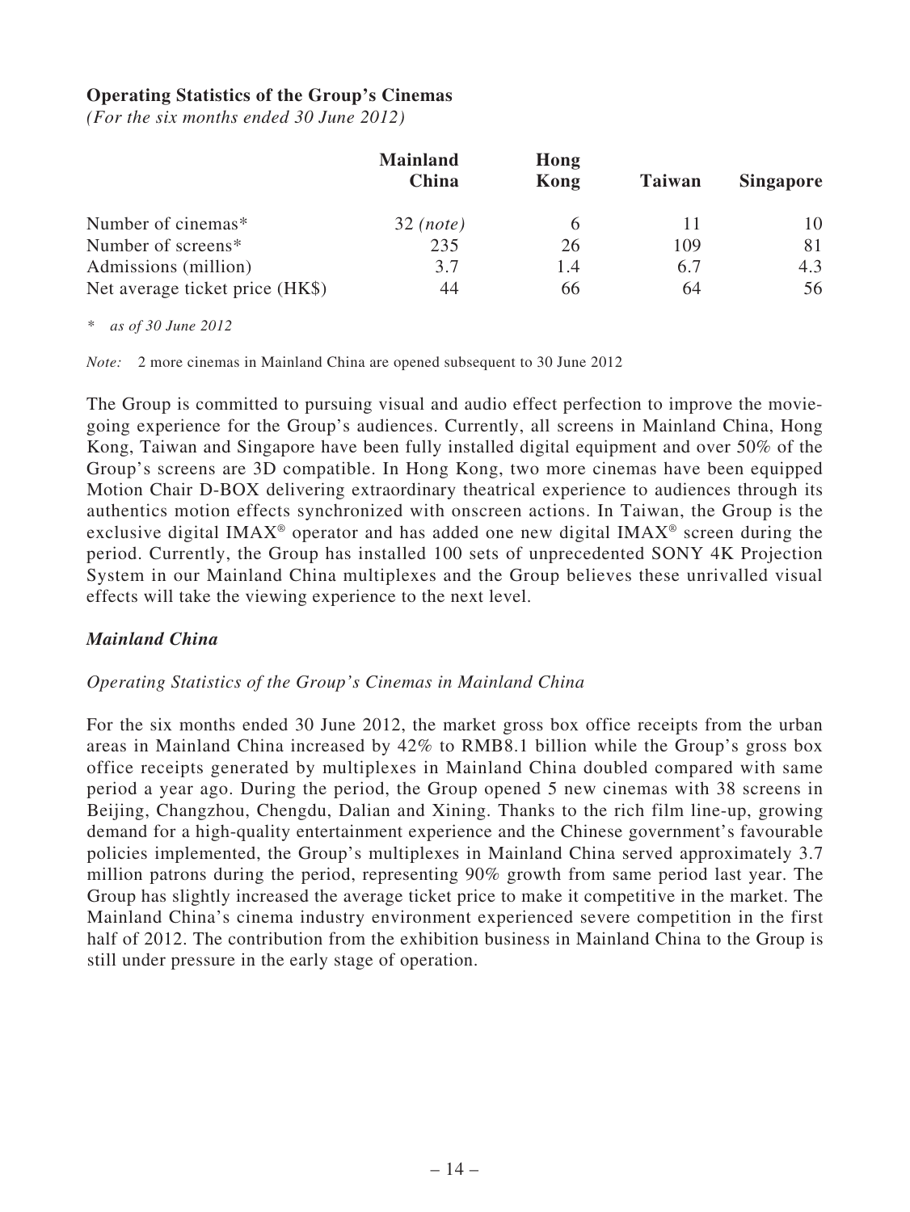**Operating Statistics of the Group's Cinemas**

*(For the six months ended 30 June 2012)*

| | Mainland China | Hong Kong | Taiwan | Singapore |
|---|---|---|---|---|
| Number of cinemas* | 32 *(note)* | 6 | 11 | 10 |
| Number of screens* | 235 | 26 | 109 | 81 |
| Admissions (million) | 3.7 | 1.4 | 6.7 | 4.3 |
| Net average ticket price (HK$) | 44 | 66 | 64 | 56 |

\* *as of 30 June 2012*

*Note:* 2 more cinemas in Mainland China are opened subsequent to 30 June 2012

The Group is committed to pursuing visual and audio effect perfection to improve the movie-going experience for the Group's audiences. Currently, all screens in Mainland China, Hong Kong, Taiwan and Singapore have been fully installed digital equipment and over 50% of the Group's screens are 3D compatible. In Hong Kong, two more cinemas have been equipped Motion Chair D-BOX delivering extraordinary theatrical experience to audiences through its authentics motion effects synchronized with onscreen actions. In Taiwan, the Group is the exclusive digital IMAX® operator and has added one new digital IMAX® screen during the period. Currently, the Group has installed 100 sets of unprecedented SONY 4K Projection System in our Mainland China multiplexes and the Group believes these unrivalled visual effects will take the viewing experience to the next level.

***Mainland China***

*Operating Statistics of the Group's Cinemas in Mainland China*

For the six months ended 30 June 2012, the market gross box office receipts from the urban areas in Mainland China increased by 42% to RMB8.1 billion while the Group's gross box office receipts generated by multiplexes in Mainland China doubled compared with same period a year ago. During the period, the Group opened 5 new cinemas with 38 screens in Beijing, Changzhou, Chengdu, Dalian and Xining. Thanks to the rich film line-up, growing demand for a high-quality entertainment experience and the Chinese government's favourable policies implemented, the Group's multiplexes in Mainland China served approximately 3.7 million patrons during the period, representing 90% growth from same period last year. The Group has slightly increased the average ticket price to make it competitive in the market. The Mainland China's cinema industry environment experienced severe competition in the first half of 2012. The contribution from the exhibition business in Mainland China to the Group is still under pressure in the early stage of operation.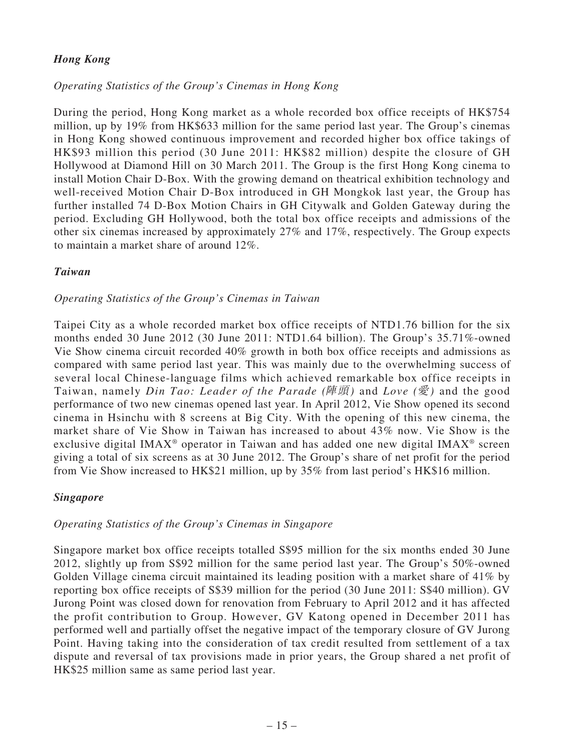### *Hong Kong*

*Operating Statistics of the Group's Cinemas in Hong Kong*

During the period, Hong Kong market as a whole recorded box office receipts of HK$754 million, up by 19% from HK$633 million for the same period last year. The Group's cinemas in Hong Kong showed continuous improvement and recorded higher box office takings of HK$93 million this period (30 June 2011: HK$82 million) despite the closure of GH Hollywood at Diamond Hill on 30 March 2011. The Group is the first Hong Kong cinema to install Motion Chair D-Box. With the growing demand on theatrical exhibition technology and well-received Motion Chair D-Box introduced in GH Mongkok last year, the Group has further installed 74 D-Box Motion Chairs in GH Citywalk and Golden Gateway during the period. Excluding GH Hollywood, both the total box office receipts and admissions of the other six cinemas increased by approximately 27% and 17%, respectively. The Group expects to maintain a market share of around 12%.

### *Taiwan*

*Operating Statistics of the Group's Cinemas in Taiwan*

Taipei City as a whole recorded market box office receipts of NTD1.76 billion for the six months ended 30 June 2012 (30 June 2011: NTD1.64 billion). The Group's 35.71%-owned Vie Show cinema circuit recorded 40% growth in both box office receipts and admissions as compared with same period last year. This was mainly due to the overwhelming success of several local Chinese-language films which achieved remarkable box office receipts in Taiwan, namely *Din Tao: Leader of the Parade (陣頭)* and *Love (愛)* and the good performance of two new cinemas opened last year. In April 2012, Vie Show opened its second cinema in Hsinchu with 8 screens at Big City. With the opening of this new cinema, the market share of Vie Show in Taiwan has increased to about 43% now. Vie Show is the exclusive digital IMAX® operator in Taiwan and has added one new digital IMAX® screen giving a total of six screens as at 30 June 2012. The Group's share of net profit for the period from Vie Show increased to HK$21 million, up by 35% from last period's HK$16 million.

### *Singapore*

*Operating Statistics of the Group's Cinemas in Singapore*

Singapore market box office receipts totalled S$95 million for the six months ended 30 June 2012, slightly up from S$92 million for the same period last year. The Group's 50%-owned Golden Village cinema circuit maintained its leading position with a market share of 41% by reporting box office receipts of S$39 million for the period (30 June 2011: S$40 million). GV Jurong Point was closed down for renovation from February to April 2012 and it has affected the profit contribution to Group. However, GV Katong opened in December 2011 has performed well and partially offset the negative impact of the temporary closure of GV Jurong Point. Having taking into the consideration of tax credit resulted from settlement of a tax dispute and reversal of tax provisions made in prior years, the Group shared a net profit of HK$25 million same as same period last year.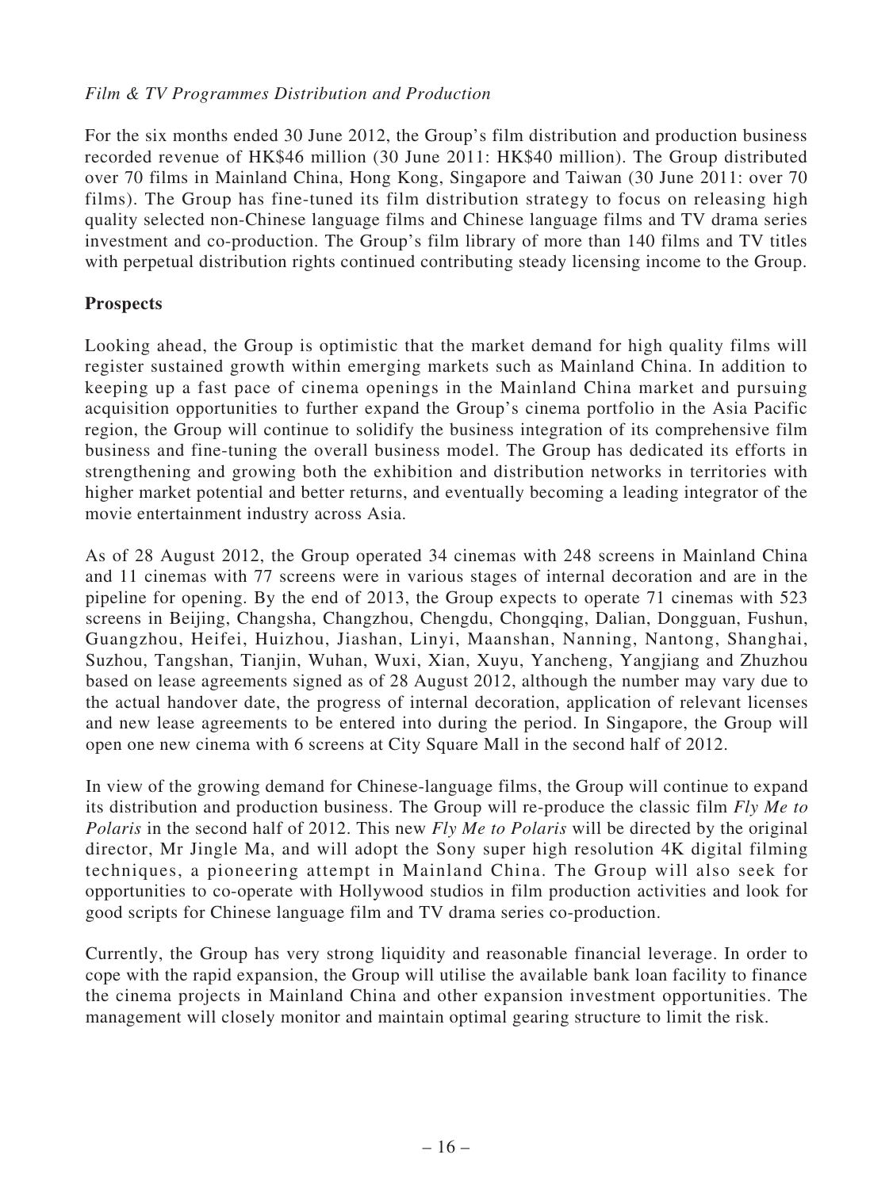*Film & TV Programmes Distribution and Production*

For the six months ended 30 June 2012, the Group's film distribution and production business recorded revenue of HK$46 million (30 June 2011: HK$40 million). The Group distributed over 70 films in Mainland China, Hong Kong, Singapore and Taiwan (30 June 2011: over 70 films). The Group has fine-tuned its film distribution strategy to focus on releasing high quality selected non-Chinese language films and Chinese language films and TV drama series investment and co-production. The Group's film library of more than 140 films and TV titles with perpetual distribution rights continued contributing steady licensing income to the Group.

**Prospects**

Looking ahead, the Group is optimistic that the market demand for high quality films will register sustained growth within emerging markets such as Mainland China. In addition to keeping up a fast pace of cinema openings in the Mainland China market and pursuing acquisition opportunities to further expand the Group's cinema portfolio in the Asia Pacific region, the Group will continue to solidify the business integration of its comprehensive film business and fine-tuning the overall business model. The Group has dedicated its efforts in strengthening and growing both the exhibition and distribution networks in territories with higher market potential and better returns, and eventually becoming a leading integrator of the movie entertainment industry across Asia.

As of 28 August 2012, the Group operated 34 cinemas with 248 screens in Mainland China and 11 cinemas with 77 screens were in various stages of internal decoration and are in the pipeline for opening. By the end of 2013, the Group expects to operate 71 cinemas with 523 screens in Beijing, Changsha, Changzhou, Chengdu, Chongqing, Dalian, Dongguan, Fushun, Guangzhou, Heifei, Huizhou, Jiashan, Linyi, Maanshan, Nanning, Nantong, Shanghai, Suzhou, Tangshan, Tianjin, Wuhan, Wuxi, Xian, Xuyu, Yancheng, Yangjiang and Zhuzhou based on lease agreements signed as of 28 August 2012, although the number may vary due to the actual handover date, the progress of internal decoration, application of relevant licenses and new lease agreements to be entered into during the period. In Singapore, the Group will open one new cinema with 6 screens at City Square Mall in the second half of 2012.

In view of the growing demand for Chinese-language films, the Group will continue to expand its distribution and production business. The Group will re-produce the classic film *Fly Me to Polaris* in the second half of 2012. This new *Fly Me to Polaris* will be directed by the original director, Mr Jingle Ma, and will adopt the Sony super high resolution 4K digital filming techniques, a pioneering attempt in Mainland China. The Group will also seek for opportunities to co-operate with Hollywood studios in film production activities and look for good scripts for Chinese language film and TV drama series co-production.

Currently, the Group has very strong liquidity and reasonable financial leverage. In order to cope with the rapid expansion, the Group will utilise the available bank loan facility to finance the cinema projects in Mainland China and other expansion investment opportunities. The management will closely monitor and maintain optimal gearing structure to limit the risk.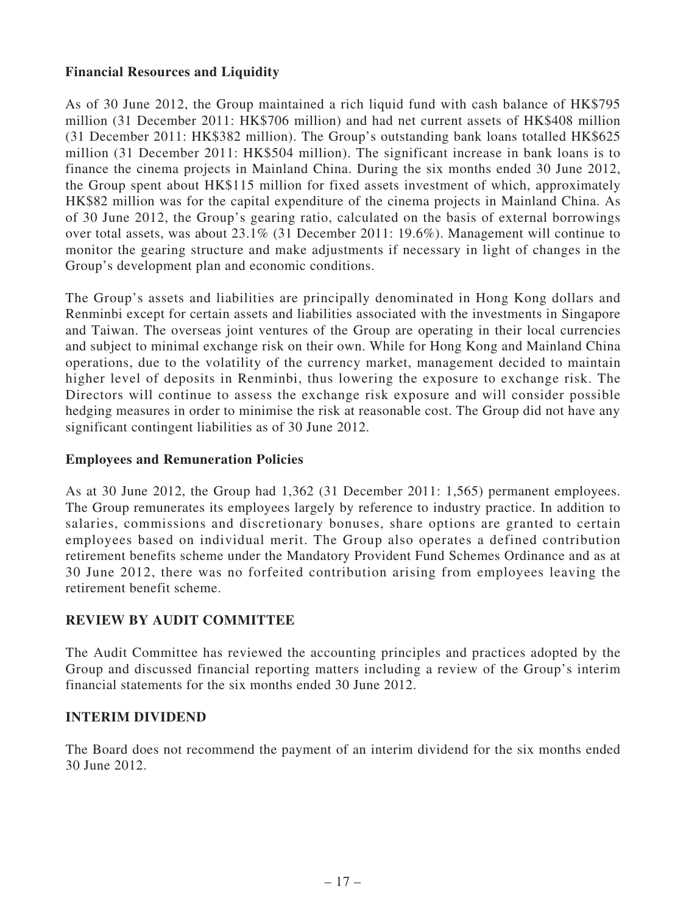### Financial Resources and Liquidity

As of 30 June 2012, the Group maintained a rich liquid fund with cash balance of HK$795 million (31 December 2011: HK$706 million) and had net current assets of HK$408 million (31 December 2011: HK$382 million). The Group's outstanding bank loans totalled HK$625 million (31 December 2011: HK$504 million). The significant increase in bank loans is to finance the cinema projects in Mainland China. During the six months ended 30 June 2012, the Group spent about HK$115 million for fixed assets investment of which, approximately HK$82 million was for the capital expenditure of the cinema projects in Mainland China. As of 30 June 2012, the Group's gearing ratio, calculated on the basis of external borrowings over total assets, was about 23.1% (31 December 2011: 19.6%). Management will continue to monitor the gearing structure and make adjustments if necessary in light of changes in the Group's development plan and economic conditions.

The Group's assets and liabilities are principally denominated in Hong Kong dollars and Renminbi except for certain assets and liabilities associated with the investments in Singapore and Taiwan. The overseas joint ventures of the Group are operating in their local currencies and subject to minimal exchange risk on their own. While for Hong Kong and Mainland China operations, due to the volatility of the currency market, management decided to maintain higher level of deposits in Renminbi, thus lowering the exposure to exchange risk. The Directors will continue to assess the exchange risk exposure and will consider possible hedging measures in order to minimise the risk at reasonable cost. The Group did not have any significant contingent liabilities as of 30 June 2012.

### Employees and Remuneration Policies

As at 30 June 2012, the Group had 1,362 (31 December 2011: 1,565) permanent employees. The Group remunerates its employees largely by reference to industry practice. In addition to salaries, commissions and discretionary bonuses, share options are granted to certain employees based on individual merit. The Group also operates a defined contribution retirement benefits scheme under the Mandatory Provident Fund Schemes Ordinance and as at 30 June 2012, there was no forfeited contribution arising from employees leaving the retirement benefit scheme.

## REVIEW BY AUDIT COMMITTEE

The Audit Committee has reviewed the accounting principles and practices adopted by the Group and discussed financial reporting matters including a review of the Group's interim financial statements for the six months ended 30 June 2012.

## INTERIM DIVIDEND

The Board does not recommend the payment of an interim dividend for the six months ended 30 June 2012.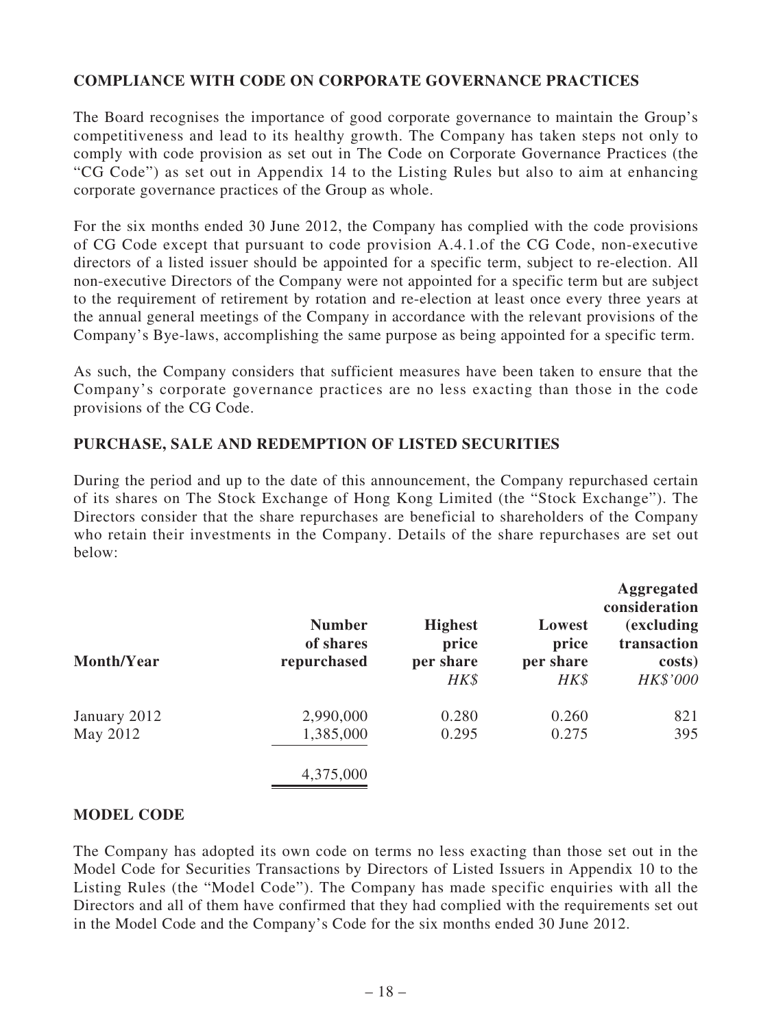## COMPLIANCE WITH CODE ON CORPORATE GOVERNANCE PRACTICES

The Board recognises the importance of good corporate governance to maintain the Group's competitiveness and lead to its healthy growth. The Company has taken steps not only to comply with code provision as set out in The Code on Corporate Governance Practices (the "CG Code") as set out in Appendix 14 to the Listing Rules but also to aim at enhancing corporate governance practices of the Group as whole.

For the six months ended 30 June 2012, the Company has complied with the code provisions of CG Code except that pursuant to code provision A.4.1.of the CG Code, non-executive directors of a listed issuer should be appointed for a specific term, subject to re-election. All non-executive Directors of the Company were not appointed for a specific term but are subject to the requirement of retirement by rotation and re-election at least once every three years at the annual general meetings of the Company in accordance with the relevant provisions of the Company's Bye-laws, accomplishing the same purpose as being appointed for a specific term.

As such, the Company considers that sufficient measures have been taken to ensure that the Company's corporate governance practices are no less exacting than those in the code provisions of the CG Code.

## PURCHASE, SALE AND REDEMPTION OF LISTED SECURITIES

During the period and up to the date of this announcement, the Company repurchased certain of its shares on The Stock Exchange of Hong Kong Limited (the "Stock Exchange"). The Directors consider that the share repurchases are beneficial to shareholders of the Company who retain their investments in the Company. Details of the share repurchases are set out below:

| Month/Year | Number of shares repurchased | Highest price per share *HK$* | Lowest price per share *HK$* | Aggregated consideration (excluding transaction costs) *HK$'000* |
|---|---|---|---|---|
| January 2012 | 2,990,000 | 0.280 | 0.260 | 821 |
| May 2012 | 1,385,000 | 0.295 | 0.275 | 395 |
| | 4,375,000 | | | |

## MODEL CODE

The Company has adopted its own code on terms no less exacting than those set out in the Model Code for Securities Transactions by Directors of Listed Issuers in Appendix 10 to the Listing Rules (the "Model Code"). The Company has made specific enquiries with all the Directors and all of them have confirmed that they had complied with the requirements set out in the Model Code and the Company's Code for the six months ended 30 June 2012.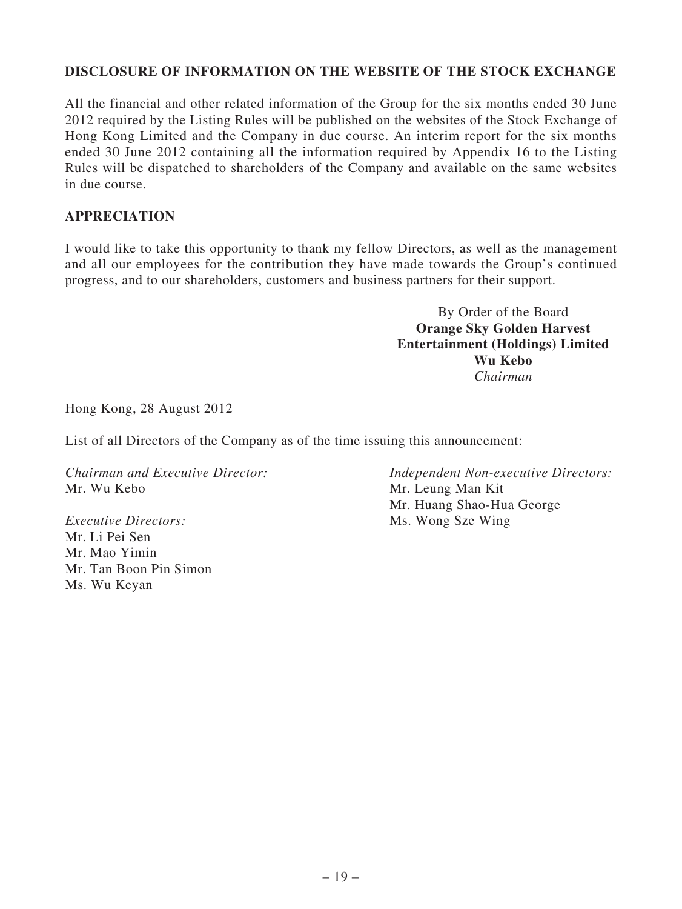## DISCLOSURE OF INFORMATION ON THE WEBSITE OF THE STOCK EXCHANGE

All the financial and other related information of the Group for the six months ended 30 June 2012 required by the Listing Rules will be published on the websites of the Stock Exchange of Hong Kong Limited and the Company in due course. An interim report for the six months ended 30 June 2012 containing all the information required by Appendix 16 to the Listing Rules will be dispatched to shareholders of the Company and available on the same websites in due course.

## APPRECIATION

I would like to take this opportunity to thank my fellow Directors, as well as the management and all our employees for the contribution they have made towards the Group's continued progress, and to our shareholders, customers and business partners for their support.

By Order of the Board
**Orange Sky Golden Harvest Entertainment (Holdings) Limited**
**Wu Kebo**
*Chairman*

Hong Kong, 28 August 2012

List of all Directors of the Company as of the time issuing this announcement:

*Chairman and Executive Director:*
Mr. Wu Kebo

*Executive Directors:*
Mr. Li Pei Sen
Mr. Mao Yimin
Mr. Tan Boon Pin Simon
Ms. Wu Keyan

*Independent Non-executive Directors:*
Mr. Leung Man Kit
Mr. Huang Shao-Hua George
Ms. Wong Sze Wing